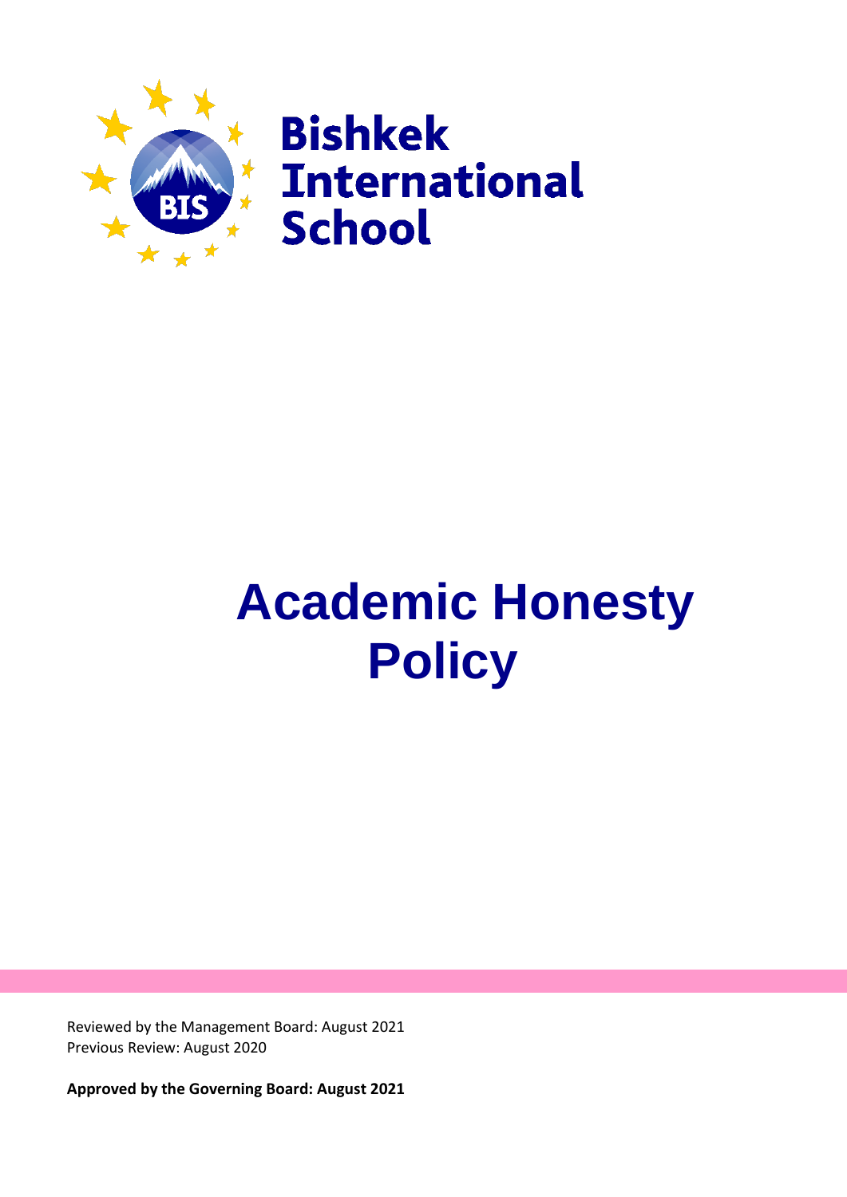Bishkek International School

# Academic Honesty Policy

Reviewed by the Management Board: August 2021
Previous Review: August 2020

**Approved by the Governing Board: August 2021**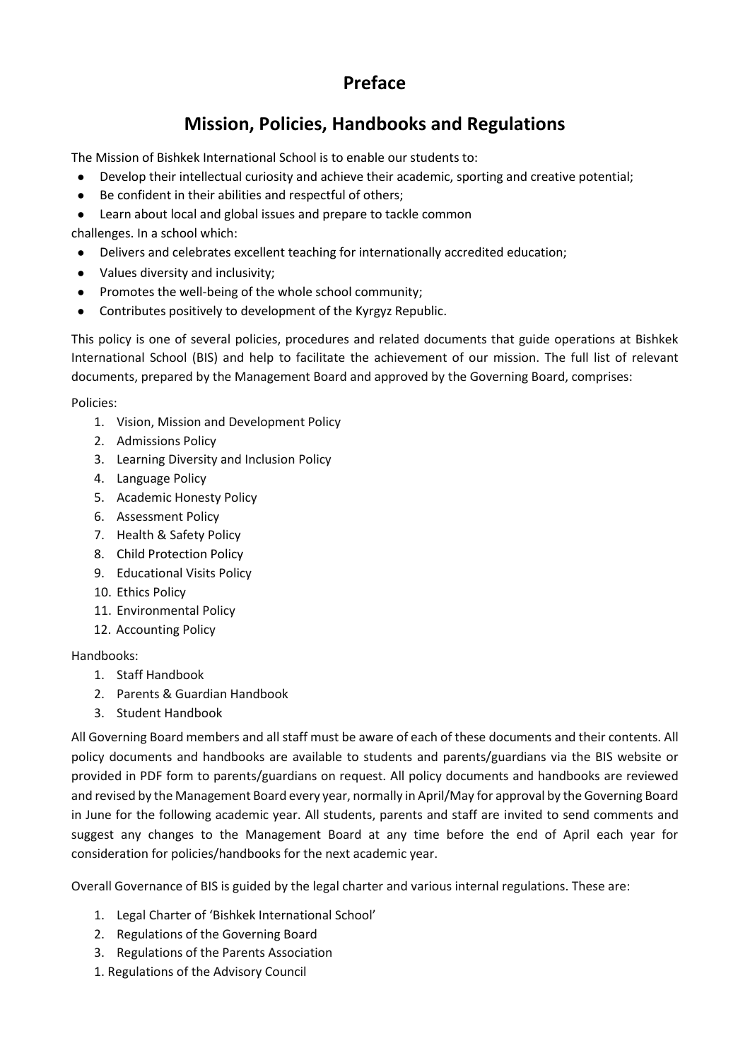# Preface

## Mission, Policies, Handbooks and Regulations

The Mission of Bishkek International School is to enable our students to:

- Develop their intellectual curiosity and achieve their academic, sporting and creative potential;
- Be confident in their abilities and respectful of others;
- Learn about local and global issues and prepare to tackle common

challenges. In a school which:

- Delivers and celebrates excellent teaching for internationally accredited education;
- Values diversity and inclusivity;
- Promotes the well-being of the whole school community;
- Contributes positively to development of the Kyrgyz Republic.

This policy is one of several policies, procedures and related documents that guide operations at Bishkek International School (BIS) and help to facilitate the achievement of our mission. The full list of relevant documents, prepared by the Management Board and approved by the Governing Board, comprises:

Policies:

1. Vision, Mission and Development Policy
2. Admissions Policy
3. Learning Diversity and Inclusion Policy
4. Language Policy
5. Academic Honesty Policy
6. Assessment Policy
7. Health & Safety Policy
8. Child Protection Policy
9. Educational Visits Policy
10. Ethics Policy
11. Environmental Policy
12. Accounting Policy

Handbooks:

1. Staff Handbook
2. Parents & Guardian Handbook
3. Student Handbook

All Governing Board members and all staff must be aware of each of these documents and their contents. All policy documents and handbooks are available to students and parents/guardians via the BIS website or provided in PDF form to parents/guardians on request. All policy documents and handbooks are reviewed and revised by the Management Board every year, normally in April/May for approval by the Governing Board in June for the following academic year. All students, parents and staff are invited to send comments and suggest any changes to the Management Board at any time before the end of April each year for consideration for policies/handbooks for the next academic year.

Overall Governance of BIS is guided by the legal charter and various internal regulations. These are:

1. Legal Charter of 'Bishkek International School'
2. Regulations of the Governing Board
3. Regulations of the Parents Association

1. Regulations of the Advisory Council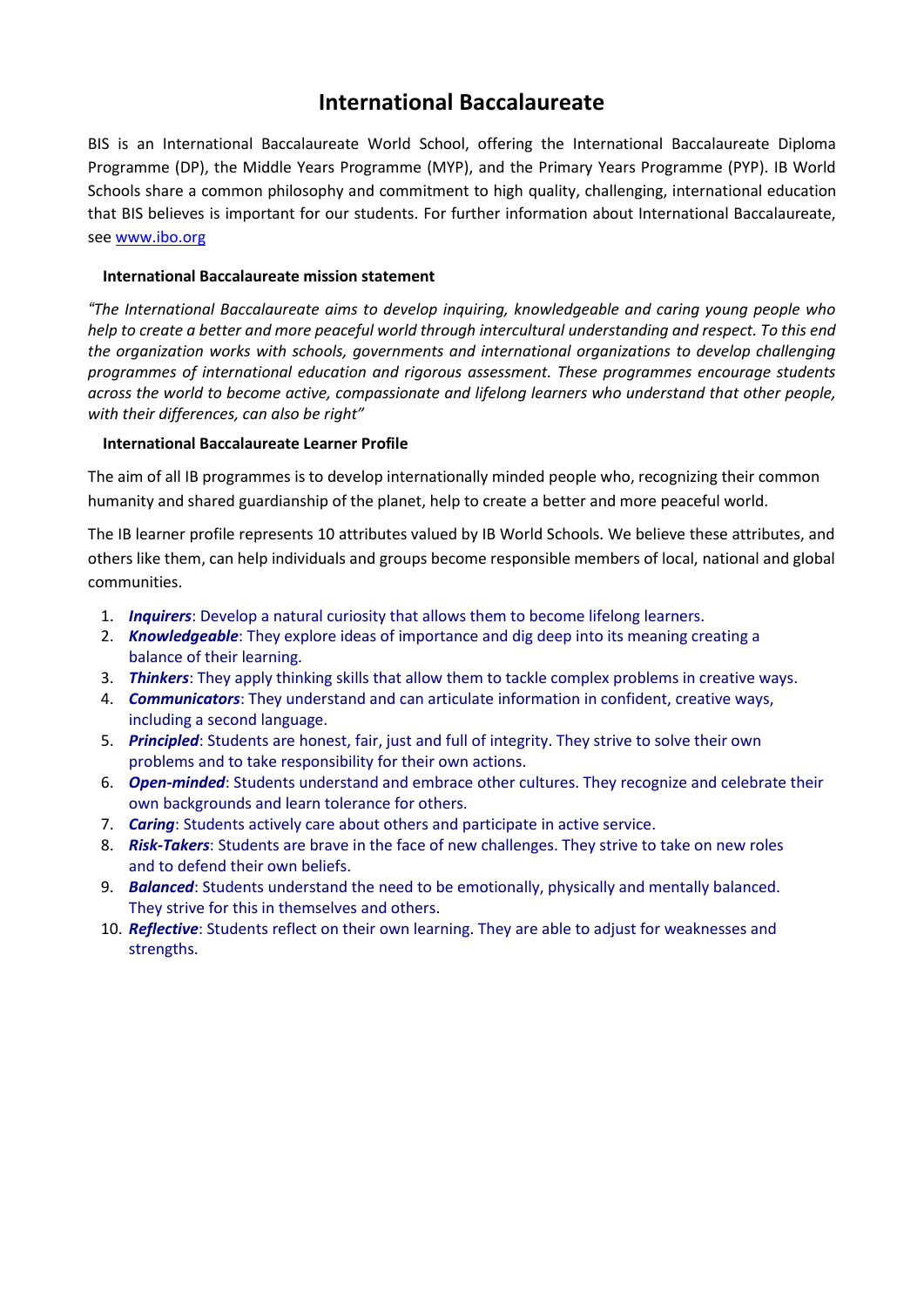# International Baccalaureate

BIS is an International Baccalaureate World School, offering the International Baccalaureate Diploma Programme (DP), the Middle Years Programme (MYP), and the Primary Years Programme (PYP). IB World Schools share a common philosophy and commitment to high quality, challenging, international education that BIS believes is important for our students. For further information about International Baccalaureate, see www.ibo.org

### International Baccalaureate mission statement

*"The International Baccalaureate aims to develop inquiring, knowledgeable and caring young people who help to create a better and more peaceful world through intercultural understanding and respect. To this end the organization works with schools, governments and international organizations to develop challenging programmes of international education and rigorous assessment. These programmes encourage students across the world to become active, compassionate and lifelong learners who understand that other people, with their differences, can also be right"*

### International Baccalaureate Learner Profile

The aim of all IB programmes is to develop internationally minded people who, recognizing their common humanity and shared guardianship of the planet, help to create a better and more peaceful world.

The IB learner profile represents 10 attributes valued by IB World Schools. We believe these attributes, and others like them, can help individuals and groups become responsible members of local, national and global communities.

1. ***Inquirers***: Develop a natural curiosity that allows them to become lifelong learners.
2. ***Knowledgeable***: They explore ideas of importance and dig deep into its meaning creating a balance of their learning.
3. ***Thinkers***: They apply thinking skills that allow them to tackle complex problems in creative ways.
4. ***Communicators***: They understand and can articulate information in confident, creative ways, including a second language.
5. ***Principled***: Students are honest, fair, just and full of integrity. They strive to solve their own problems and to take responsibility for their own actions.
6. ***Open-minded***: Students understand and embrace other cultures. They recognize and celebrate their own backgrounds and learn tolerance for others.
7. ***Caring***: Students actively care about others and participate in active service.
8. ***Risk-Takers***: Students are brave in the face of new challenges. They strive to take on new roles and to defend their own beliefs.
9. ***Balanced***: Students understand the need to be emotionally, physically and mentally balanced. They strive for this in themselves and others.
10. ***Reflective***: Students reflect on their own learning. They are able to adjust for weaknesses and strengths.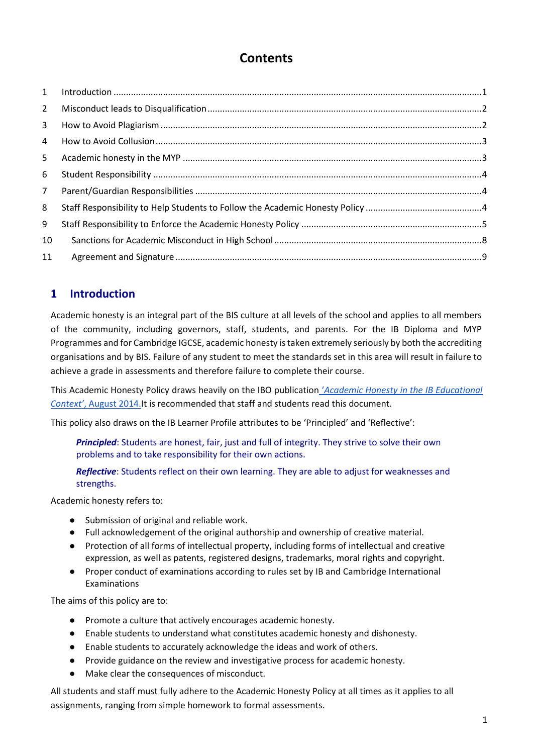# Contents

1 Introduction ....................................................................................................................................1
2 Misconduct leads to Disqualification ...............................................................................................2
3 How to Avoid Plagiarism ..................................................................................................................2
4 How to Avoid Collusion ....................................................................................................................3
5 Academic honesty in the MYP .........................................................................................................3
6 Student Responsibility ......................................................................................................................4
7 Parent/Guardian Responsibilities .....................................................................................................4
8 Staff Responsibility to Help Students to Follow the Academic Honesty Policy ...............................4
9 Staff Responsibility to Enforce the Academic Honesty Policy ..........................................................5
10 Sanctions for Academic Misconduct in High School .....................................................................8
11 Agreement and Signature ..............................................................................................................9

## 1 Introduction

Academic honesty is an integral part of the BIS culture at all levels of the school and applies to all members of the community, including governors, staff, students, and parents. For the IB Diploma and MYP Programmes and for Cambridge IGCSE, academic honesty is taken extremely seriously by both the accrediting organisations and by BIS. Failure of any student to meet the standards set in this area will result in failure to achieve a grade in assessments and therefore failure to complete their course.

This Academic Honesty Policy draws heavily on the IBO publication *'Academic Honesty in the IB Educational Context'*, August 2014. It is recommended that staff and students read this document.

This policy also draws on the IB Learner Profile attributes to be 'Principled' and 'Reflective':

> ***Principled***: Students are honest, fair, just and full of integrity. They strive to solve their own problems and to take responsibility for their own actions.
>
> ***Reflective***: Students reflect on their own learning. They are able to adjust for weaknesses and strengths.

Academic honesty refers to:

- Submission of original and reliable work.
- Full acknowledgement of the original authorship and ownership of creative material.
- Protection of all forms of intellectual property, including forms of intellectual and creative expression, as well as patents, registered designs, trademarks, moral rights and copyright.
- Proper conduct of examinations according to rules set by IB and Cambridge International Examinations

The aims of this policy are to:

- Promote a culture that actively encourages academic honesty.
- Enable students to understand what constitutes academic honesty and dishonesty.
- Enable students to accurately acknowledge the ideas and work of others.
- Provide guidance on the review and investigative process for academic honesty.
- Make clear the consequences of misconduct.

All students and staff must fully adhere to the Academic Honesty Policy at all times as it applies to all assignments, ranging from simple homework to formal assessments.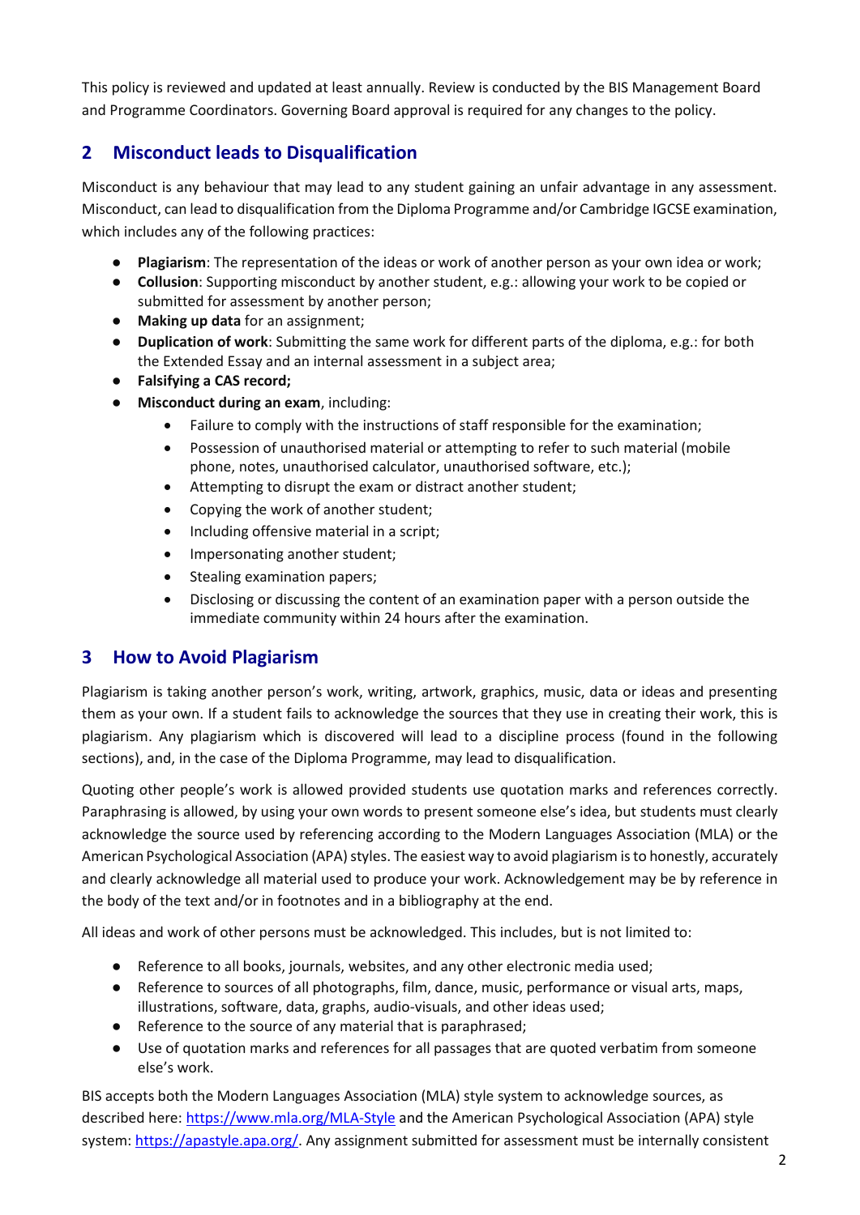This policy is reviewed and updated at least annually. Review is conducted by the BIS Management Board and Programme Coordinators. Governing Board approval is required for any changes to the policy.

## 2 Misconduct leads to Disqualification

Misconduct is any behaviour that may lead to any student gaining an unfair advantage in any assessment. Misconduct, can lead to disqualification from the Diploma Programme and/or Cambridge IGCSE examination, which includes any of the following practices:

- **Plagiarism**: The representation of the ideas or work of another person as your own idea or work;
- **Collusion**: Supporting misconduct by another student, e.g.: allowing your work to be copied or submitted for assessment by another person;
- **Making up data** for an assignment;
- **Duplication of work**: Submitting the same work for different parts of the diploma, e.g.: for both the Extended Essay and an internal assessment in a subject area;
- **Falsifying a CAS record;**
- **Misconduct during an exam**, including:
  - Failure to comply with the instructions of staff responsible for the examination;
  - Possession of unauthorised material or attempting to refer to such material (mobile phone, notes, unauthorised calculator, unauthorised software, etc.);
  - Attempting to disrupt the exam or distract another student;
  - Copying the work of another student;
  - Including offensive material in a script;
  - Impersonating another student;
  - Stealing examination papers;
  - Disclosing or discussing the content of an examination paper with a person outside the immediate community within 24 hours after the examination.

## 3 How to Avoid Plagiarism

Plagiarism is taking another person's work, writing, artwork, graphics, music, data or ideas and presenting them as your own. If a student fails to acknowledge the sources that they use in creating their work, this is plagiarism. Any plagiarism which is discovered will lead to a discipline process (found in the following sections), and, in the case of the Diploma Programme, may lead to disqualification.

Quoting other people's work is allowed provided students use quotation marks and references correctly. Paraphrasing is allowed, by using your own words to present someone else's idea, but students must clearly acknowledge the source used by referencing according to the Modern Languages Association (MLA) or the American Psychological Association (APA) styles. The easiest way to avoid plagiarism is to honestly, accurately and clearly acknowledge all material used to produce your work. Acknowledgement may be by reference in the body of the text and/or in footnotes and in a bibliography at the end.

All ideas and work of other persons must be acknowledged. This includes, but is not limited to:

- Reference to all books, journals, websites, and any other electronic media used;
- Reference to sources of all photographs, film, dance, music, performance or visual arts, maps, illustrations, software, data, graphs, audio-visuals, and other ideas used;
- Reference to the source of any material that is paraphrased;
- Use of quotation marks and references for all passages that are quoted verbatim from someone else's work.

BIS accepts both the Modern Languages Association (MLA) style system to acknowledge sources, as described here: https://www.mla.org/MLA-Style and the American Psychological Association (APA) style system: https://apastyle.apa.org/. Any assignment submitted for assessment must be internally consistent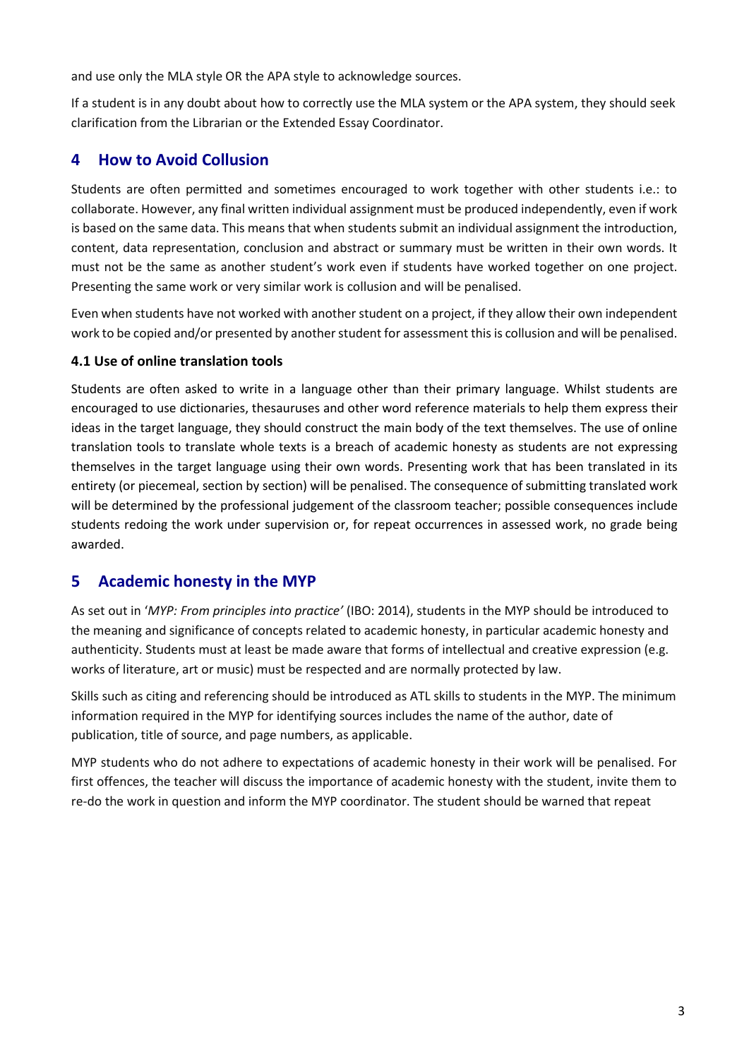and use only the MLA style OR the APA style to acknowledge sources.

If a student is in any doubt about how to correctly use the MLA system or the APA system, they should seek clarification from the Librarian or the Extended Essay Coordinator.

## 4 How to Avoid Collusion

Students are often permitted and sometimes encouraged to work together with other students i.e.: to collaborate. However, any final written individual assignment must be produced independently, even if work is based on the same data. This means that when students submit an individual assignment the introduction, content, data representation, conclusion and abstract or summary must be written in their own words. It must not be the same as another student's work even if students have worked together on one project. Presenting the same work or very similar work is collusion and will be penalised.

Even when students have not worked with another student on a project, if they allow their own independent work to be copied and/or presented by another student for assessment this is collusion and will be penalised.

### 4.1 Use of online translation tools

Students are often asked to write in a language other than their primary language. Whilst students are encouraged to use dictionaries, thesauruses and other word reference materials to help them express their ideas in the target language, they should construct the main body of the text themselves. The use of online translation tools to translate whole texts is a breach of academic honesty as students are not expressing themselves in the target language using their own words. Presenting work that has been translated in its entirety (or piecemeal, section by section) will be penalised. The consequence of submitting translated work will be determined by the professional judgement of the classroom teacher; possible consequences include students redoing the work under supervision or, for repeat occurrences in assessed work, no grade being awarded.

## 5 Academic honesty in the MYP

As set out in '*MYP: From principles into practice'* (IBO: 2014), students in the MYP should be introduced to the meaning and significance of concepts related to academic honesty, in particular academic honesty and authenticity. Students must at least be made aware that forms of intellectual and creative expression (e.g. works of literature, art or music) must be respected and are normally protected by law.

Skills such as citing and referencing should be introduced as ATL skills to students in the MYP. The minimum information required in the MYP for identifying sources includes the name of the author, date of publication, title of source, and page numbers, as applicable.

MYP students who do not adhere to expectations of academic honesty in their work will be penalised. For first offences, the teacher will discuss the importance of academic honesty with the student, invite them to re-do the work in question and inform the MYP coordinator. The student should be warned that repeat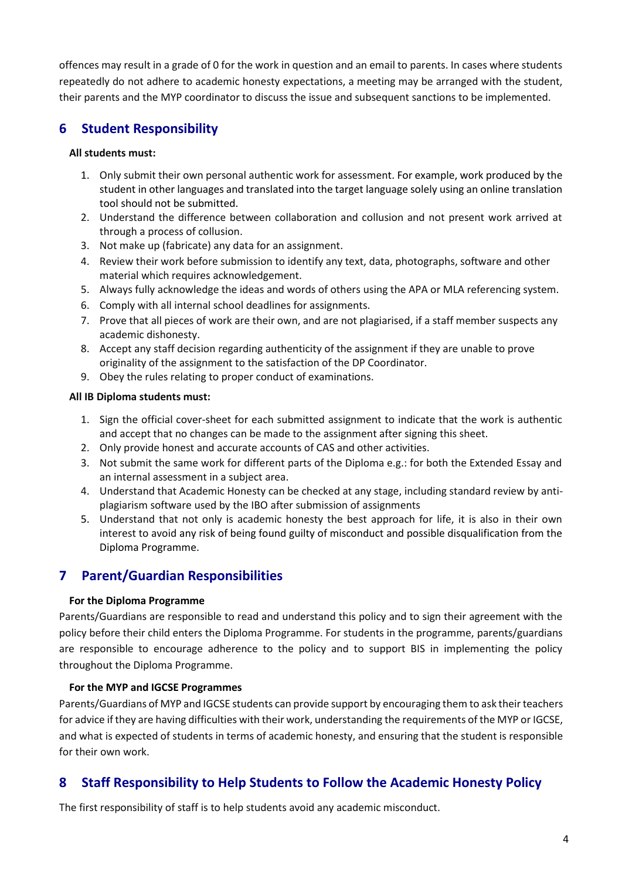offences may result in a grade of 0 for the work in question and an email to parents. In cases where students repeatedly do not adhere to academic honesty expectations, a meeting may be arranged with the student, their parents and the MYP coordinator to discuss the issue and subsequent sanctions to be implemented.

## 6 Student Responsibility

**All students must:**

1. Only submit their own personal authentic work for assessment. For example, work produced by the student in other languages and translated into the target language solely using an online translation tool should not be submitted.
2. Understand the difference between collaboration and collusion and not present work arrived at through a process of collusion.
3. Not make up (fabricate) any data for an assignment.
4. Review their work before submission to identify any text, data, photographs, software and other material which requires acknowledgement.
5. Always fully acknowledge the ideas and words of others using the APA or MLA referencing system.
6. Comply with all internal school deadlines for assignments.
7. Prove that all pieces of work are their own, and are not plagiarised, if a staff member suspects any academic dishonesty.
8. Accept any staff decision regarding authenticity of the assignment if they are unable to prove originality of the assignment to the satisfaction of the DP Coordinator.
9. Obey the rules relating to proper conduct of examinations.

**All IB Diploma students must:**

1. Sign the official cover-sheet for each submitted assignment to indicate that the work is authentic and accept that no changes can be made to the assignment after signing this sheet.
2. Only provide honest and accurate accounts of CAS and other activities.
3. Not submit the same work for different parts of the Diploma e.g.: for both the Extended Essay and an internal assessment in a subject area.
4. Understand that Academic Honesty can be checked at any stage, including standard review by anti-plagiarism software used by the IBO after submission of assignments
5. Understand that not only is academic honesty the best approach for life, it is also in their own interest to avoid any risk of being found guilty of misconduct and possible disqualification from the Diploma Programme.

## 7 Parent/Guardian Responsibilities

**For the Diploma Programme**

Parents/Guardians are responsible to read and understand this policy and to sign their agreement with the policy before their child enters the Diploma Programme. For students in the programme, parents/guardians are responsible to encourage adherence to the policy and to support BIS in implementing the policy throughout the Diploma Programme.

**For the MYP and IGCSE Programmes**

Parents/Guardians of MYP and IGCSE students can provide support by encouraging them to ask their teachers for advice if they are having difficulties with their work, understanding the requirements of the MYP or IGCSE, and what is expected of students in terms of academic honesty, and ensuring that the student is responsible for their own work.

## 8 Staff Responsibility to Help Students to Follow the Academic Honesty Policy

The first responsibility of staff is to help students avoid any academic misconduct.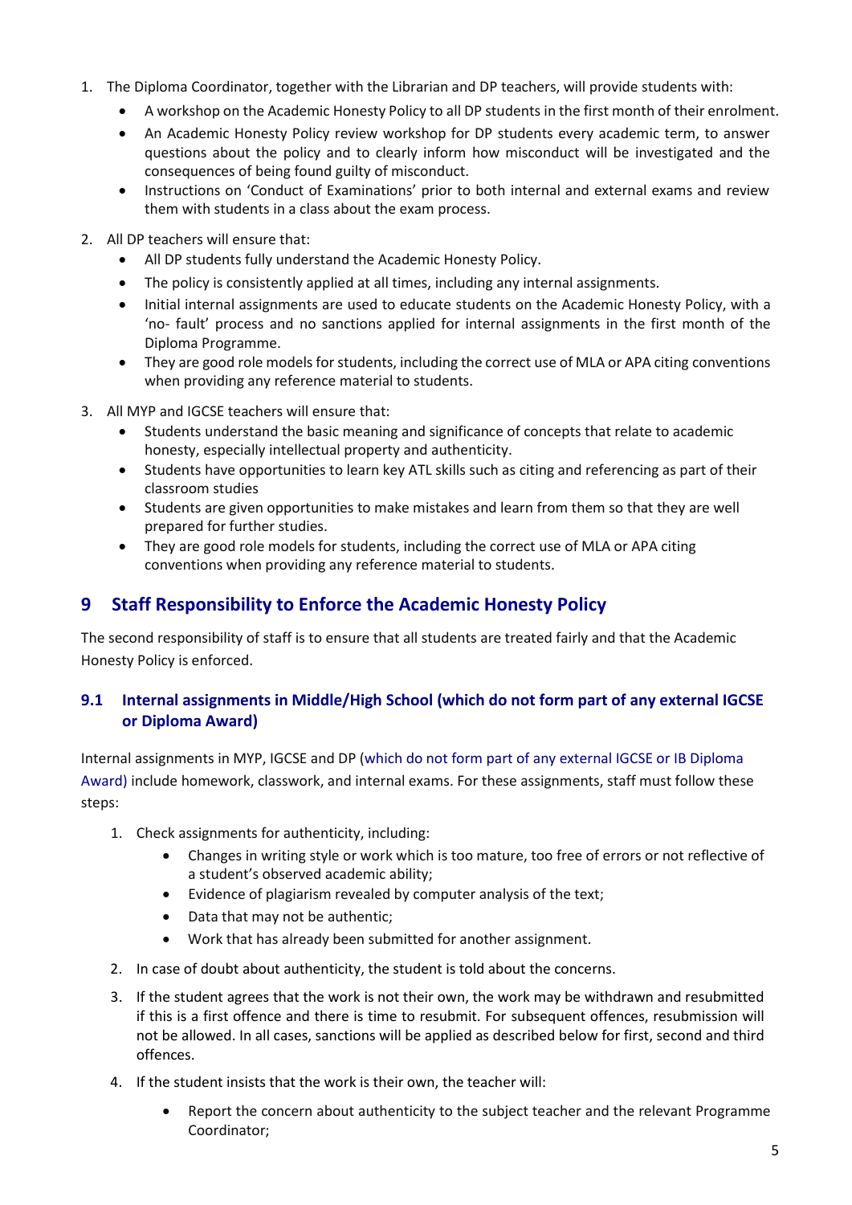1. The Diploma Coordinator, together with the Librarian and DP teachers, will provide students with:
   - A workshop on the Academic Honesty Policy to all DP students in the first month of their enrolment.
   - An Academic Honesty Policy review workshop for DP students every academic term, to answer questions about the policy and to clearly inform how misconduct will be investigated and the consequences of being found guilty of misconduct.
   - Instructions on 'Conduct of Examinations' prior to both internal and external exams and review them with students in a class about the exam process.

2. All DP teachers will ensure that:
   - All DP students fully understand the Academic Honesty Policy.
   - The policy is consistently applied at all times, including any internal assignments.
   - Initial internal assignments are used to educate students on the Academic Honesty Policy, with a 'no- fault' process and no sanctions applied for internal assignments in the first month of the Diploma Programme.
   - They are good role models for students, including the correct use of MLA or APA citing conventions when providing any reference material to students.

3. All MYP and IGCSE teachers will ensure that:
   - Students understand the basic meaning and significance of concepts that relate to academic honesty, especially intellectual property and authenticity.
   - Students have opportunities to learn key ATL skills such as citing and referencing as part of their classroom studies
   - Students are given opportunities to make mistakes and learn from them so that they are well prepared for further studies.
   - They are good role models for students, including the correct use of MLA or APA citing conventions when providing any reference material to students.

## 9 Staff Responsibility to Enforce the Academic Honesty Policy

The second responsibility of staff is to ensure that all students are treated fairly and that the Academic Honesty Policy is enforced.

### 9.1 Internal assignments in Middle/High School (which do not form part of any external IGCSE or Diploma Award)

Internal assignments in MYP, IGCSE and DP (which do not form part of any external IGCSE or IB Diploma Award) include homework, classwork, and internal exams. For these assignments, staff must follow these steps:

1. Check assignments for authenticity, including:
   - Changes in writing style or work which is too mature, too free of errors or not reflective of a student's observed academic ability;
   - Evidence of plagiarism revealed by computer analysis of the text;
   - Data that may not be authentic;
   - Work that has already been submitted for another assignment.
2. In case of doubt about authenticity, the student is told about the concerns.
3. If the student agrees that the work is not their own, the work may be withdrawn and resubmitted if this is a first offence and there is time to resubmit. For subsequent offences, resubmission will not be allowed. In all cases, sanctions will be applied as described below for first, second and third offences.
4. If the student insists that the work is their own, the teacher will:
   - Report the concern about authenticity to the subject teacher and the relevant Programme Coordinator;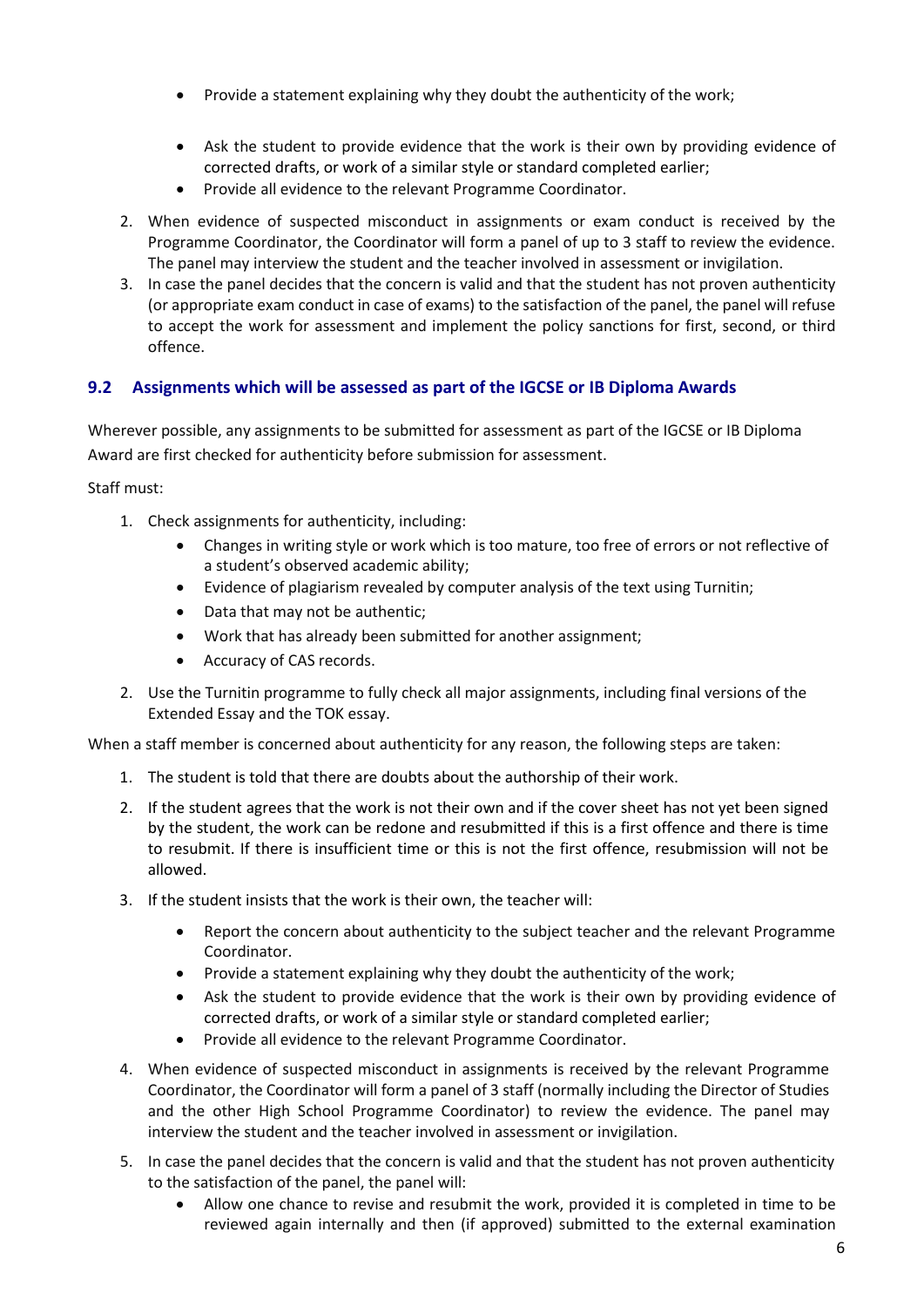- Provide a statement explaining why they doubt the authenticity of the work;
- Ask the student to provide evidence that the work is their own by providing evidence of corrected drafts, or work of a similar style or standard completed earlier;
- Provide all evidence to the relevant Programme Coordinator.

2. When evidence of suspected misconduct in assignments or exam conduct is received by the Programme Coordinator, the Coordinator will form a panel of up to 3 staff to review the evidence. The panel may interview the student and the teacher involved in assessment or invigilation.
3. In case the panel decides that the concern is valid and that the student has not proven authenticity (or appropriate exam conduct in case of exams) to the satisfaction of the panel, the panel will refuse to accept the work for assessment and implement the policy sanctions for first, second, or third offence.

## 9.2 Assignments which will be assessed as part of the IGCSE or IB Diploma Awards

Wherever possible, any assignments to be submitted for assessment as part of the IGCSE or IB Diploma Award are first checked for authenticity before submission for assessment.

Staff must:

1. Check assignments for authenticity, including:
   - Changes in writing style or work which is too mature, too free of errors or not reflective of a student's observed academic ability;
   - Evidence of plagiarism revealed by computer analysis of the text using Turnitin;
   - Data that may not be authentic;
   - Work that has already been submitted for another assignment;
   - Accuracy of CAS records.
2. Use the Turnitin programme to fully check all major assignments, including final versions of the Extended Essay and the TOK essay.

When a staff member is concerned about authenticity for any reason, the following steps are taken:

1. The student is told that there are doubts about the authorship of their work.
2. If the student agrees that the work is not their own and if the cover sheet has not yet been signed by the student, the work can be redone and resubmitted if this is a first offence and there is time to resubmit. If there is insufficient time or this is not the first offence, resubmission will not be allowed.
3. If the student insists that the work is their own, the teacher will:
   - Report the concern about authenticity to the subject teacher and the relevant Programme Coordinator.
   - Provide a statement explaining why they doubt the authenticity of the work;
   - Ask the student to provide evidence that the work is their own by providing evidence of corrected drafts, or work of a similar style or standard completed earlier;
   - Provide all evidence to the relevant Programme Coordinator.
4. When evidence of suspected misconduct in assignments is received by the relevant Programme Coordinator, the Coordinator will form a panel of 3 staff (normally including the Director of Studies and the other High School Programme Coordinator) to review the evidence. The panel may interview the student and the teacher involved in assessment or invigilation.
5. In case the panel decides that the concern is valid and that the student has not proven authenticity to the satisfaction of the panel, the panel will:
   - Allow one chance to revise and resubmit the work, provided it is completed in time to be reviewed again internally and then (if approved) submitted to the external examination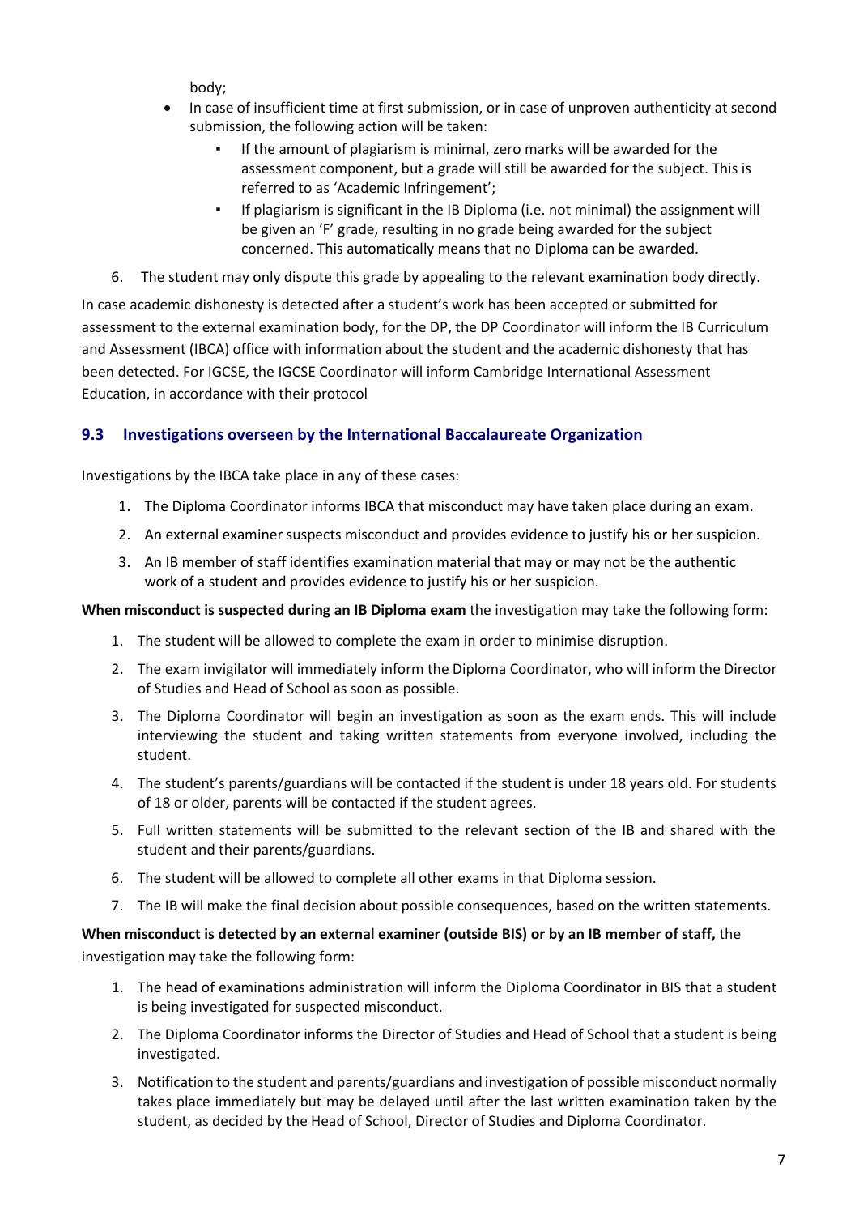body;

- In case of insufficient time at first submission, or in case of unproven authenticity at second submission, the following action will be taken:
    - If the amount of plagiarism is minimal, zero marks will be awarded for the assessment component, but a grade will still be awarded for the subject. This is referred to as 'Academic Infringement';
    - If plagiarism is significant in the IB Diploma (i.e. not minimal) the assignment will be given an 'F' grade, resulting in no grade being awarded for the subject concerned. This automatically means that no Diploma can be awarded.

6. The student may only dispute this grade by appealing to the relevant examination body directly.

In case academic dishonesty is detected after a student's work has been accepted or submitted for assessment to the external examination body, for the DP, the DP Coordinator will inform the IB Curriculum and Assessment (IBCA) office with information about the student and the academic dishonesty that has been detected. For IGCSE, the IGCSE Coordinator will inform Cambridge International Assessment Education, in accordance with their protocol

### 9.3 Investigations overseen by the International Baccalaureate Organization

Investigations by the IBCA take place in any of these cases:

1. The Diploma Coordinator informs IBCA that misconduct may have taken place during an exam.
2. An external examiner suspects misconduct and provides evidence to justify his or her suspicion.
3. An IB member of staff identifies examination material that may or may not be the authentic work of a student and provides evidence to justify his or her suspicion.

**When misconduct is suspected during an IB Diploma exam** the investigation may take the following form:

1. The student will be allowed to complete the exam in order to minimise disruption.
2. The exam invigilator will immediately inform the Diploma Coordinator, who will inform the Director of Studies and Head of School as soon as possible.
3. The Diploma Coordinator will begin an investigation as soon as the exam ends. This will include interviewing the student and taking written statements from everyone involved, including the student.
4. The student's parents/guardians will be contacted if the student is under 18 years old. For students of 18 or older, parents will be contacted if the student agrees.
5. Full written statements will be submitted to the relevant section of the IB and shared with the student and their parents/guardians.
6. The student will be allowed to complete all other exams in that Diploma session.
7. The IB will make the final decision about possible consequences, based on the written statements.

**When misconduct is detected by an external examiner (outside BIS) or by an IB member of staff,** the investigation may take the following form:

1. The head of examinations administration will inform the Diploma Coordinator in BIS that a student is being investigated for suspected misconduct.
2. The Diploma Coordinator informs the Director of Studies and Head of School that a student is being investigated.
3. Notification to the student and parents/guardians and investigation of possible misconduct normally takes place immediately but may be delayed until after the last written examination taken by the student, as decided by the Head of School, Director of Studies and Diploma Coordinator.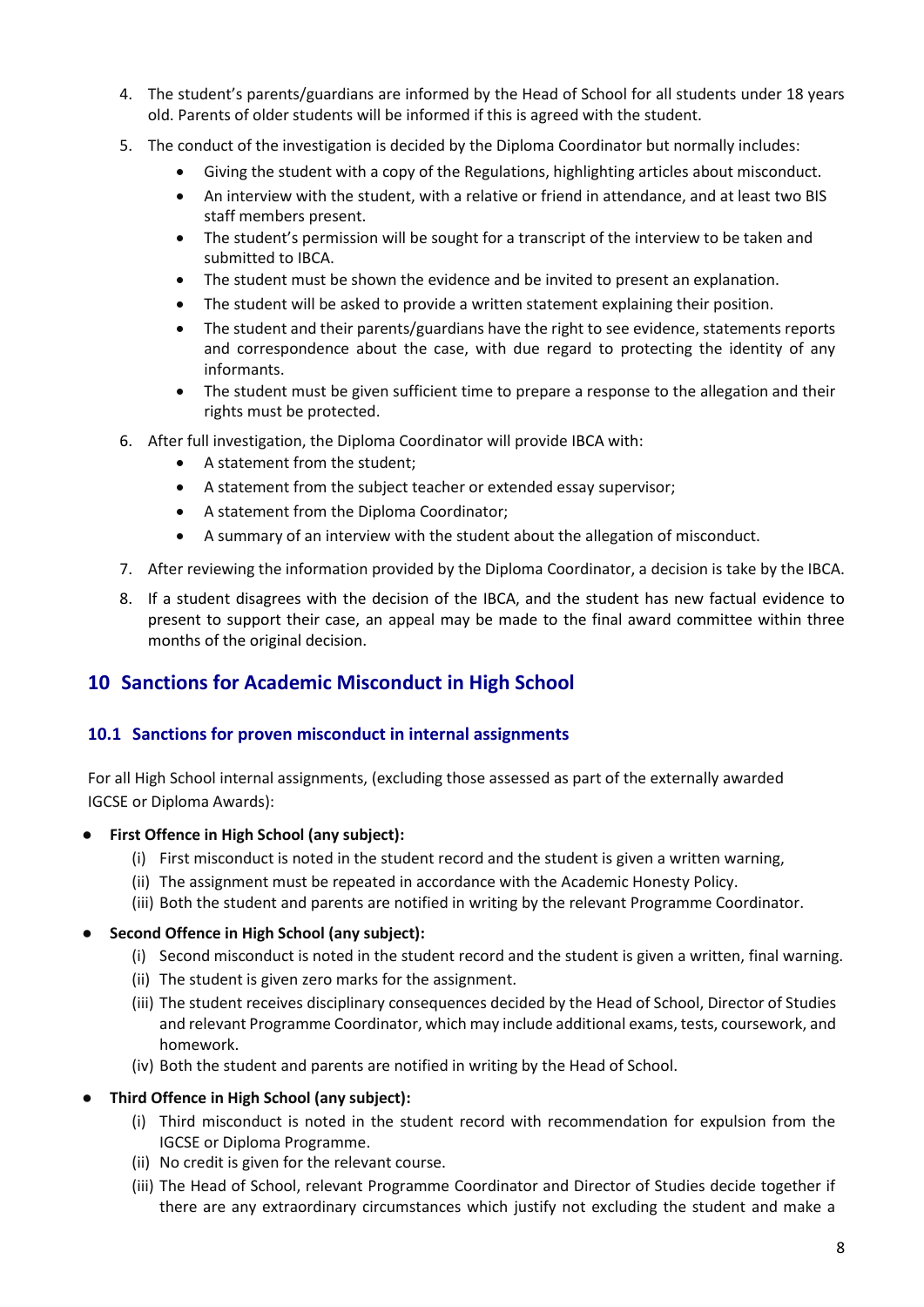4. The student's parents/guardians are informed by the Head of School for all students under 18 years old. Parents of older students will be informed if this is agreed with the student.
5. The conduct of the investigation is decided by the Diploma Coordinator but normally includes:
    - Giving the student with a copy of the Regulations, highlighting articles about misconduct.
    - An interview with the student, with a relative or friend in attendance, and at least two BIS staff members present.
    - The student's permission will be sought for a transcript of the interview to be taken and submitted to IBCA.
    - The student must be shown the evidence and be invited to present an explanation.
    - The student will be asked to provide a written statement explaining their position.
    - The student and their parents/guardians have the right to see evidence, statements reports and correspondence about the case, with due regard to protecting the identity of any informants.
    - The student must be given sufficient time to prepare a response to the allegation and their rights must be protected.
6. After full investigation, the Diploma Coordinator will provide IBCA with:
    - A statement from the student;
    - A statement from the subject teacher or extended essay supervisor;
    - A statement from the Diploma Coordinator;
    - A summary of an interview with the student about the allegation of misconduct.
7. After reviewing the information provided by the Diploma Coordinator, a decision is take by the IBCA.
8. If a student disagrees with the decision of the IBCA, and the student has new factual evidence to present to support their case, an appeal may be made to the final award committee within three months of the original decision.

## 10 Sanctions for Academic Misconduct in High School

### 10.1 Sanctions for proven misconduct in internal assignments

For all High School internal assignments, (excluding those assessed as part of the externally awarded IGCSE or Diploma Awards):

- **First Offence in High School (any subject):**
    - (i) First misconduct is noted in the student record and the student is given a written warning,
    - (ii) The assignment must be repeated in accordance with the Academic Honesty Policy.
    - (iii) Both the student and parents are notified in writing by the relevant Programme Coordinator.
- **Second Offence in High School (any subject):**
    - (i) Second misconduct is noted in the student record and the student is given a written, final warning.
    - (ii) The student is given zero marks for the assignment.
    - (iii) The student receives disciplinary consequences decided by the Head of School, Director of Studies and relevant Programme Coordinator, which may include additional exams, tests, coursework, and homework.
    - (iv) Both the student and parents are notified in writing by the Head of School.
- **Third Offence in High School (any subject):**
    - (i) Third misconduct is noted in the student record with recommendation for expulsion from the IGCSE or Diploma Programme.
    - (ii) No credit is given for the relevant course.
    - (iii) The Head of School, relevant Programme Coordinator and Director of Studies decide together if there are any extraordinary circumstances which justify not excluding the student and make a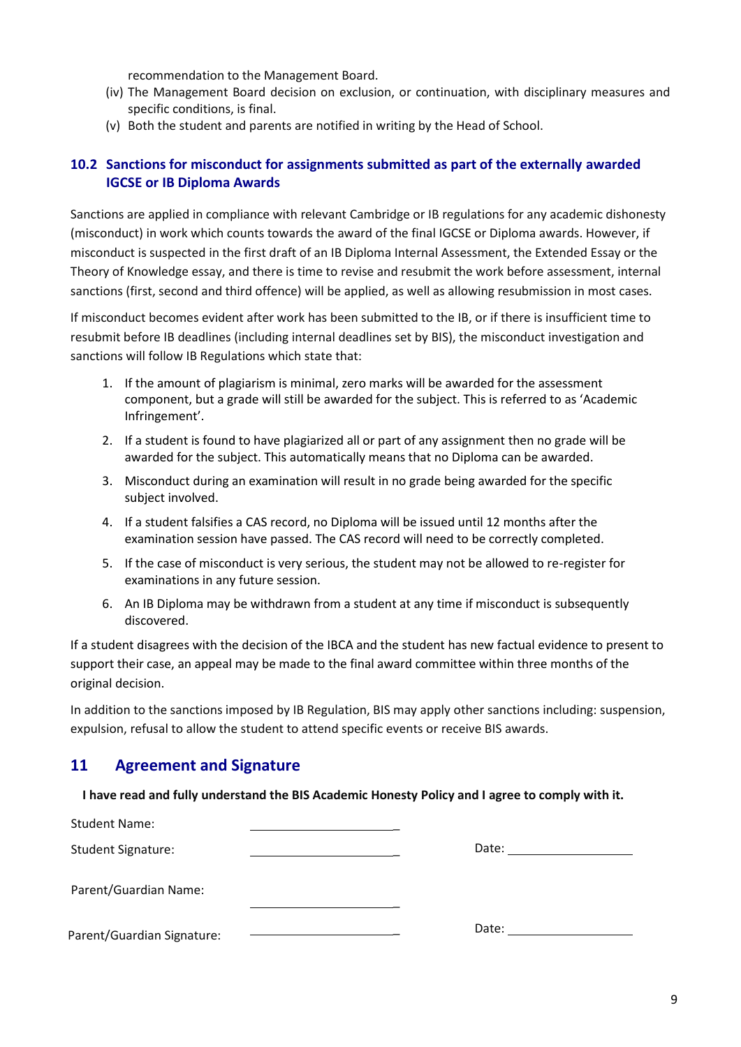recommendation to the Management Board.

(iv) The Management Board decision on exclusion, or continuation, with disciplinary measures and specific conditions, is final.

(v) Both the student and parents are notified in writing by the Head of School.

### 10.2 Sanctions for misconduct for assignments submitted as part of the externally awarded IGCSE or IB Diploma Awards

Sanctions are applied in compliance with relevant Cambridge or IB regulations for any academic dishonesty (misconduct) in work which counts towards the award of the final IGCSE or Diploma awards. However, if misconduct is suspected in the first draft of an IB Diploma Internal Assessment, the Extended Essay or the Theory of Knowledge essay, and there is time to revise and resubmit the work before assessment, internal sanctions (first, second and third offence) will be applied, as well as allowing resubmission in most cases.

If misconduct becomes evident after work has been submitted to the IB, or if there is insufficient time to resubmit before IB deadlines (including internal deadlines set by BIS), the misconduct investigation and sanctions will follow IB Regulations which state that:

1. If the amount of plagiarism is minimal, zero marks will be awarded for the assessment component, but a grade will still be awarded for the subject. This is referred to as 'Academic Infringement'.
2. If a student is found to have plagiarized all or part of any assignment then no grade will be awarded for the subject. This automatically means that no Diploma can be awarded.
3. Misconduct during an examination will result in no grade being awarded for the specific subject involved.
4. If a student falsifies a CAS record, no Diploma will be issued until 12 months after the examination session have passed. The CAS record will need to be correctly completed.
5. If the case of misconduct is very serious, the student may not be allowed to re-register for examinations in any future session.
6. An IB Diploma may be withdrawn from a student at any time if misconduct is subsequently discovered.

If a student disagrees with the decision of the IBCA and the student has new factual evidence to present to support their case, an appeal may be made to the final award committee within three months of the original decision.

In addition to the sanctions imposed by IB Regulation, BIS may apply other sanctions including: suspension, expulsion, refusal to allow the student to attend specific events or receive BIS awards.

## 11 Agreement and Signature

**I have read and fully understand the BIS Academic Honesty Policy and I agree to comply with it.**

Student Name: ______________________

Student Signature: ______________________ Date: ____________________

Parent/Guardian Name: ______________________

Parent/Guardian Signature: ______________________ Date: ____________________